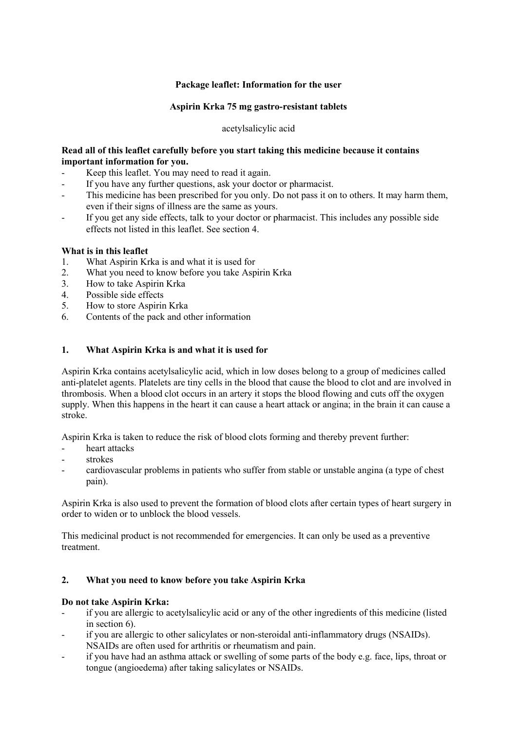**Package leaflet: Information for the user**

**Aspirin Krka 75 mg gastro-resistant tablets**

acetylsalicylic acid

**Read all of this leaflet carefully before you start taking this medicine because it contains important information for you.**

- Keep this leaflet. You may need to read it again.
- If you have any further questions, ask your doctor or pharmacist.
- This medicine has been prescribed for you only. Do not pass it on to others. It may harm them, even if their signs of illness are the same as yours.
- If you get any side effects, talk to your doctor or pharmacist. This includes any possible side effects not listed in this leaflet. See section 4.

**What is in this leaflet**

1. What Aspirin Krka is and what it is used for
2. What you need to know before you take Aspirin Krka
3. How to take Aspirin Krka
4. Possible side effects
5. How to store Aspirin Krka
6. Contents of the pack and other information

## 1. What Aspirin Krka is and what it is used for

Aspirin Krka contains acetylsalicylic acid, which in low doses belong to a group of medicines called anti-platelet agents. Platelets are tiny cells in the blood that cause the blood to clot and are involved in thrombosis. When a blood clot occurs in an artery it stops the blood flowing and cuts off the oxygen supply. When this happens in the heart it can cause a heart attack or angina; in the brain it can cause a stroke.

Aspirin Krka is taken to reduce the risk of blood clots forming and thereby prevent further:

- heart attacks
- strokes
- cardiovascular problems in patients who suffer from stable or unstable angina (a type of chest pain).

Aspirin Krka is also used to prevent the formation of blood clots after certain types of heart surgery in order to widen or to unblock the blood vessels.

This medicinal product is not recommended for emergencies. It can only be used as a preventive treatment.

## 2. What you need to know before you take Aspirin Krka

**Do not take Aspirin Krka:**

- if you are allergic to acetylsalicylic acid or any of the other ingredients of this medicine (listed in section 6).
- if you are allergic to other salicylates or non-steroidal anti-inflammatory drugs (NSAIDs). NSAIDs are often used for arthritis or rheumatism and pain.
- if you have had an asthma attack or swelling of some parts of the body e.g. face, lips, throat or tongue (angioedema) after taking salicylates or NSAIDs.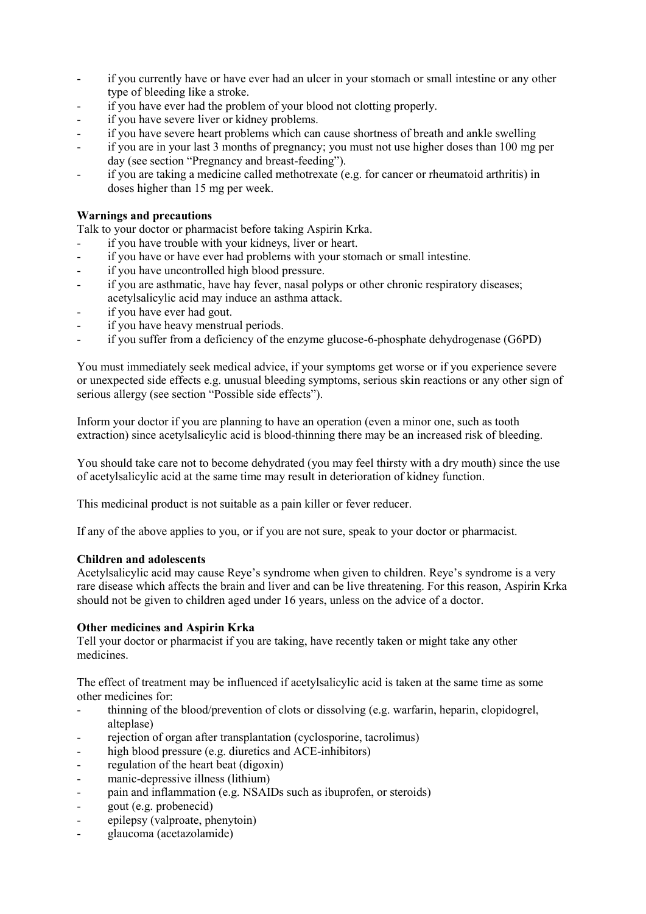- if you currently have or have ever had an ulcer in your stomach or small intestine or any other type of bleeding like a stroke.
- if you have ever had the problem of your blood not clotting properly.
- if you have severe liver or kidney problems.
- if you have severe heart problems which can cause shortness of breath and ankle swelling
- if you are in your last 3 months of pregnancy; you must not use higher doses than 100 mg per day (see section "Pregnancy and breast-feeding").
- if you are taking a medicine called methotrexate (e.g. for cancer or rheumatoid arthritis) in doses higher than 15 mg per week.

**Warnings and precautions**

Talk to your doctor or pharmacist before taking Aspirin Krka.

- if you have trouble with your kidneys, liver or heart.
- if you have or have ever had problems with your stomach or small intestine.
- if you have uncontrolled high blood pressure.
- if you are asthmatic, have hay fever, nasal polyps or other chronic respiratory diseases; acetylsalicylic acid may induce an asthma attack.
- if you have ever had gout.
- if you have heavy menstrual periods.
- if you suffer from a deficiency of the enzyme glucose-6-phosphate dehydrogenase (G6PD)

You must immediately seek medical advice, if your symptoms get worse or if you experience severe or unexpected side effects e.g. unusual bleeding symptoms, serious skin reactions or any other sign of serious allergy (see section "Possible side effects").

Inform your doctor if you are planning to have an operation (even a minor one, such as tooth extraction) since acetylsalicylic acid is blood-thinning there may be an increased risk of bleeding.

You should take care not to become dehydrated (you may feel thirsty with a dry mouth) since the use of acetylsalicylic acid at the same time may result in deterioration of kidney function.

This medicinal product is not suitable as a pain killer or fever reducer.

If any of the above applies to you, or if you are not sure, speak to your doctor or pharmacist.

**Children and adolescents**

Acetylsalicylic acid may cause Reye's syndrome when given to children. Reye's syndrome is a very rare disease which affects the brain and liver and can be live threatening. For this reason, Aspirin Krka should not be given to children aged under 16 years, unless on the advice of a doctor.

**Other medicines and Aspirin Krka**

Tell your doctor or pharmacist if you are taking, have recently taken or might take any other medicines.

The effect of treatment may be influenced if acetylsalicylic acid is taken at the same time as some other medicines for:

- thinning of the blood/prevention of clots or dissolving (e.g. warfarin, heparin, clopidogrel, alteplase)
- rejection of organ after transplantation (cyclosporine, tacrolimus)
- high blood pressure (e.g. diuretics and ACE-inhibitors)
- regulation of the heart beat (digoxin)
- manic-depressive illness (lithium)
- pain and inflammation (e.g. NSAIDs such as ibuprofen, or steroids)
- gout (e.g. probenecid)
- epilepsy (valproate, phenytoin)
- glaucoma (acetazolamide)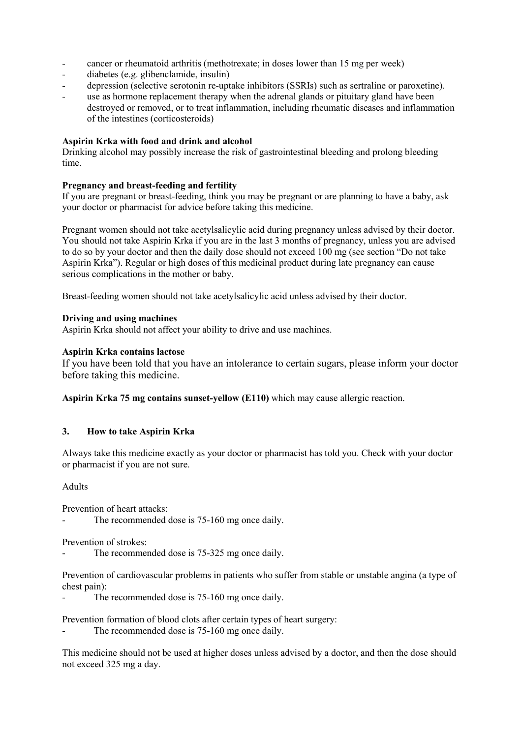- cancer or rheumatoid arthritis (methotrexate; in doses lower than 15 mg per week)
- diabetes (e.g. glibenclamide, insulin)
- depression (selective serotonin re-uptake inhibitors (SSRIs) such as sertraline or paroxetine).
- use as hormone replacement therapy when the adrenal glands or pituitary gland have been destroyed or removed, or to treat inflammation, including rheumatic diseases and inflammation of the intestines (corticosteroids)

**Aspirin Krka with food and drink and alcohol**
Drinking alcohol may possibly increase the risk of gastrointestinal bleeding and prolong bleeding time.

**Pregnancy and breast-feeding and fertility**
If you are pregnant or breast-feeding, think you may be pregnant or are planning to have a baby, ask your doctor or pharmacist for advice before taking this medicine.

Pregnant women should not take acetylsalicylic acid during pregnancy unless advised by their doctor. You should not take Aspirin Krka if you are in the last 3 months of pregnancy, unless you are advised to do so by your doctor and then the daily dose should not exceed 100 mg (see section "Do not take Aspirin Krka"). Regular or high doses of this medicinal product during late pregnancy can cause serious complications in the mother or baby.

Breast-feeding women should not take acetylsalicylic acid unless advised by their doctor.

**Driving and using machines**
Aspirin Krka should not affect your ability to drive and use machines.

**Aspirin Krka contains lactose**
If you have been told that you have an intolerance to certain sugars, please inform your doctor before taking this medicine.

**Aspirin Krka 75 mg contains sunset-yellow (E110)** which may cause allergic reaction.

## 3. How to take Aspirin Krka

Always take this medicine exactly as your doctor or pharmacist has told you. Check with your doctor or pharmacist if you are not sure.

Adults

Prevention of heart attacks:
- The recommended dose is 75-160 mg once daily.

Prevention of strokes:
- The recommended dose is 75-325 mg once daily.

Prevention of cardiovascular problems in patients who suffer from stable or unstable angina (a type of chest pain):
- The recommended dose is 75-160 mg once daily.

Prevention formation of blood clots after certain types of heart surgery:
- The recommended dose is 75-160 mg once daily.

This medicine should not be used at higher doses unless advised by a doctor, and then the dose should not exceed 325 mg a day.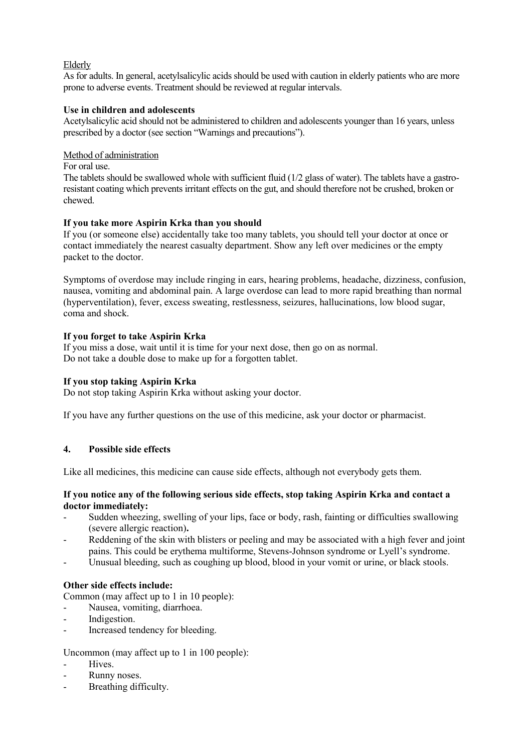Elderly

As for adults. In general, acetylsalicylic acids should be used with caution in elderly patients who are more prone to adverse events. Treatment should be reviewed at regular intervals.

**Use in children and adolescents**

Acetylsalicylic acid should not be administered to children and adolescents younger than 16 years, unless prescribed by a doctor (see section "Warnings and precautions").

Method of administration

For oral use.

The tablets should be swallowed whole with sufficient fluid (1/2 glass of water). The tablets have a gastro-resistant coating which prevents irritant effects on the gut, and should therefore not be crushed, broken or chewed.

**If you take more Aspirin Krka than you should**

If you (or someone else) accidentally take too many tablets, you should tell your doctor at once or contact immediately the nearest casualty department. Show any left over medicines or the empty packet to the doctor.

Symptoms of overdose may include ringing in ears, hearing problems, headache, dizziness, confusion, nausea, vomiting and abdominal pain. A large overdose can lead to more rapid breathing than normal (hyperventilation), fever, excess sweating, restlessness, seizures, hallucinations, low blood sugar, coma and shock.

**If you forget to take Aspirin Krka**

If you miss a dose, wait until it is time for your next dose, then go on as normal.
Do not take a double dose to make up for a forgotten tablet.

**If you stop taking Aspirin Krka**

Do not stop taking Aspirin Krka without asking your doctor.

If you have any further questions on the use of this medicine, ask your doctor or pharmacist.

## 4. Possible side effects

Like all medicines, this medicine can cause side effects, although not everybody gets them.

**If you notice any of the following serious side effects, stop taking Aspirin Krka and contact a doctor immediately:**

- Sudden wheezing, swelling of your lips, face or body, rash, fainting or difficulties swallowing (severe allergic reaction)**.**
- Reddening of the skin with blisters or peeling and may be associated with a high fever and joint pains. This could be erythema multiforme, Stevens-Johnson syndrome or Lyell's syndrome.
- Unusual bleeding, such as coughing up blood, blood in your vomit or urine, or black stools.

**Other side effects include:**

Common (may affect up to 1 in 10 people):

- Nausea, vomiting, diarrhoea.
- Indigestion.
- Increased tendency for bleeding.

Uncommon (may affect up to 1 in 100 people):

- Hives.
- Runny noses.
- Breathing difficulty.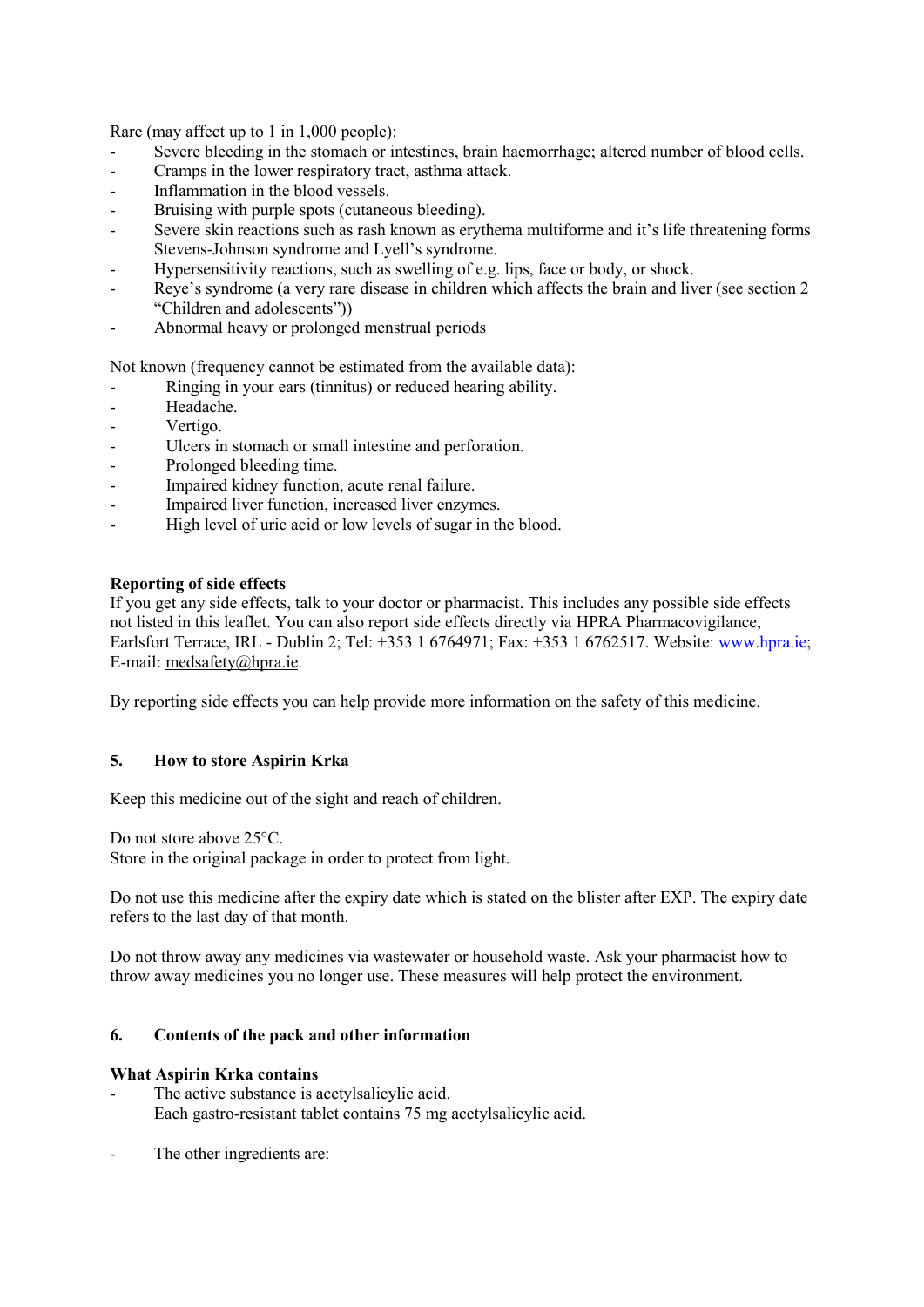Rare (may affect up to 1 in 1,000 people):

- Severe bleeding in the stomach or intestines, brain haemorrhage; altered number of blood cells.
- Cramps in the lower respiratory tract, asthma attack.
- Inflammation in the blood vessels.
- Bruising with purple spots (cutaneous bleeding).
- Severe skin reactions such as rash known as erythema multiforme and it's life threatening forms Stevens-Johnson syndrome and Lyell's syndrome.
- Hypersensitivity reactions, such as swelling of e.g. lips, face or body, or shock.
- Reye's syndrome (a very rare disease in children which affects the brain and liver (see section 2 "Children and adolescents"))
- Abnormal heavy or prolonged menstrual periods

Not known (frequency cannot be estimated from the available data):

- Ringing in your ears (tinnitus) or reduced hearing ability.
- Headache.
- Vertigo.
- Ulcers in stomach or small intestine and perforation.
- Prolonged bleeding time.
- Impaired kidney function, acute renal failure.
- Impaired liver function, increased liver enzymes.
- High level of uric acid or low levels of sugar in the blood.

**Reporting of side effects**

If you get any side effects, talk to your doctor or pharmacist. This includes any possible side effects not listed in this leaflet. You can also report side effects directly via HPRA Pharmacovigilance, Earlsfort Terrace, IRL - Dublin 2; Tel: +353 1 6764971; Fax: +353 1 6762517. Website: www.hpra.ie; E-mail: medsafety@hpra.ie.

By reporting side effects you can help provide more information on the safety of this medicine.

## 5. How to store Aspirin Krka

Keep this medicine out of the sight and reach of children.

Do not store above 25°C.
Store in the original package in order to protect from light.

Do not use this medicine after the expiry date which is stated on the blister after EXP. The expiry date refers to the last day of that month.

Do not throw away any medicines via wastewater or household waste. Ask your pharmacist how to throw away medicines you no longer use. These measures will help protect the environment.

## 6. Contents of the pack and other information

**What Aspirin Krka contains**

- The active substance is acetylsalicylic acid.
  Each gastro-resistant tablet contains 75 mg acetylsalicylic acid.

- The other ingredients are: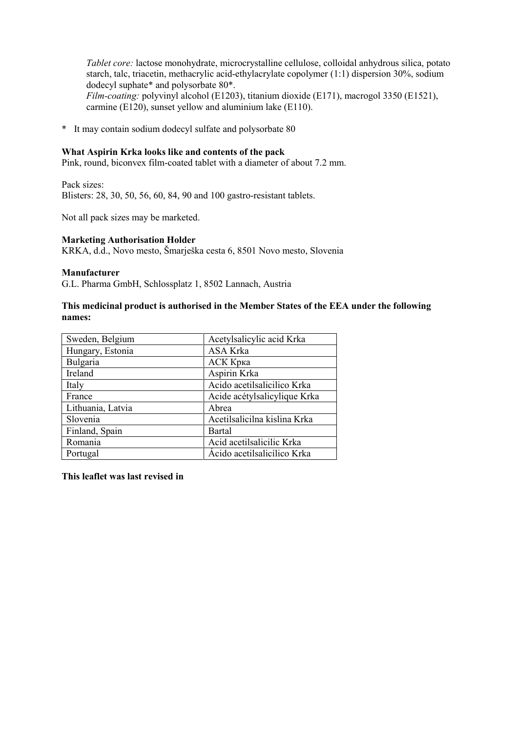*Tablet core:* lactose monohydrate, microcrystalline cellulose, colloidal anhydrous silica, potato starch, talc, triacetin, methacrylic acid-ethylacrylate copolymer (1:1) dispersion 30%, sodium dodecyl suphate* and polysorbate 80*.
*Film-coating:* polyvinyl alcohol (E1203), titanium dioxide (E171), macrogol 3350 (E1521), carmine (E120), sunset yellow and aluminium lake (E110).

\* It may contain sodium dodecyl sulfate and polysorbate 80

**What Aspirin Krka looks like and contents of the pack**
Pink, round, biconvex film-coated tablet with a diameter of about 7.2 mm.

Pack sizes:
Blisters: 28, 30, 50, 56, 60, 84, 90 and 100 gastro-resistant tablets.

Not all pack sizes may be marketed.

**Marketing Authorisation Holder**
KRKA, d.d., Novo mesto, Šmarješka cesta 6, 8501 Novo mesto, Slovenia

**Manufacturer**
G.L. Pharma GmbH, Schlossplatz 1, 8502 Lannach, Austria

**This medicinal product is authorised in the Member States of the EEA under the following names:**

| | |
|---|---|
| Sweden, Belgium | Acetylsalicylic acid Krka |
| Hungary, Estonia | ASA Krka |
| Bulgaria | АСК Крка |
| Ireland | Aspirin Krka |
| Italy | Acido acetilsalicilico Krka |
| France | Acide acétylsalicylique Krka |
| Lithuania, Latvia | Abrea |
| Slovenia | Acetilsalicilna kislina Krka |
| Finland, Spain | Bartal |
| Romania | Acid acetilsalicilic Krka |
| Portugal | Ácido acetilsalicílico Krka |

**This leaflet was last revised in**